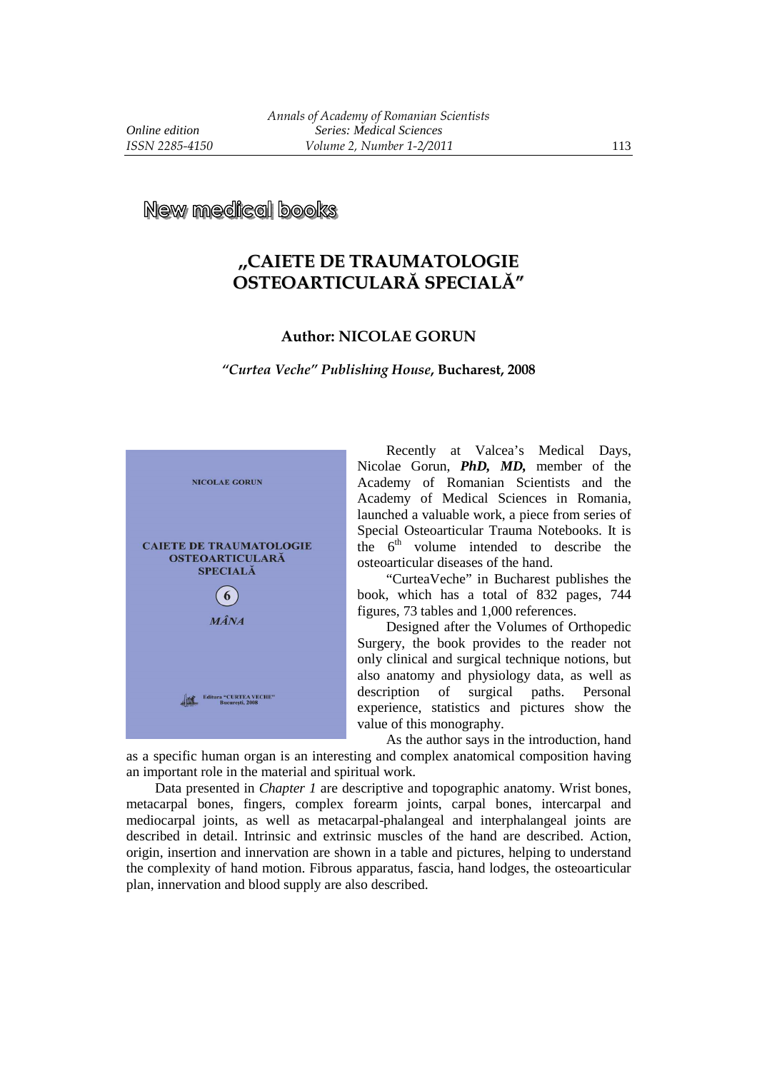New medical books

# „CAIETE DE TRAUMATOLOGIE OSTEOARTICULARĂ SPECIALĂ"

### Author: NICOLAE GORUN

***"Curtea Veche" Publishing House*, Bucharest, 2008**

Recently at Valcea's Medical Days, Nicolae Gorun, ***PhD, MD,*** member of the Academy of Romanian Scientists and the Academy of Medical Sciences in Romania, launched a valuable work, a piece from series of Special Osteoarticular Trauma Notebooks. It is the 6[th] volume intended to describe the osteoarticular diseases of the hand.

"CurteaVeche" in Bucharest publishes the book, which has a total of 832 pages, 744 figures, 73 tables and 1,000 references.

Designed after the Volumes of Orthopedic Surgery, the book provides to the reader not only clinical and surgical technique notions, but also anatomy and physiology data, as well as description of surgical paths. Personal experience, statistics and pictures show the value of this monography.

As the author says in the introduction, hand as a specific human organ is an interesting and complex anatomical composition having an important role in the material and spiritual work.

Data presented in *Chapter 1* are descriptive and topographic anatomy. Wrist bones, metacarpal bones, fingers, complex forearm joints, carpal bones, intercarpal and mediocarpal joints, as well as metacarpal-phalangeal and interphalangeal joints are described in detail. Intrinsic and extrinsic muscles of the hand are described. Action, origin, insertion and innervation are shown in a table and pictures, helping to understand the complexity of hand motion. Fibrous apparatus, fascia, hand lodges, the osteoarticular plan, innervation and blood supply are also described.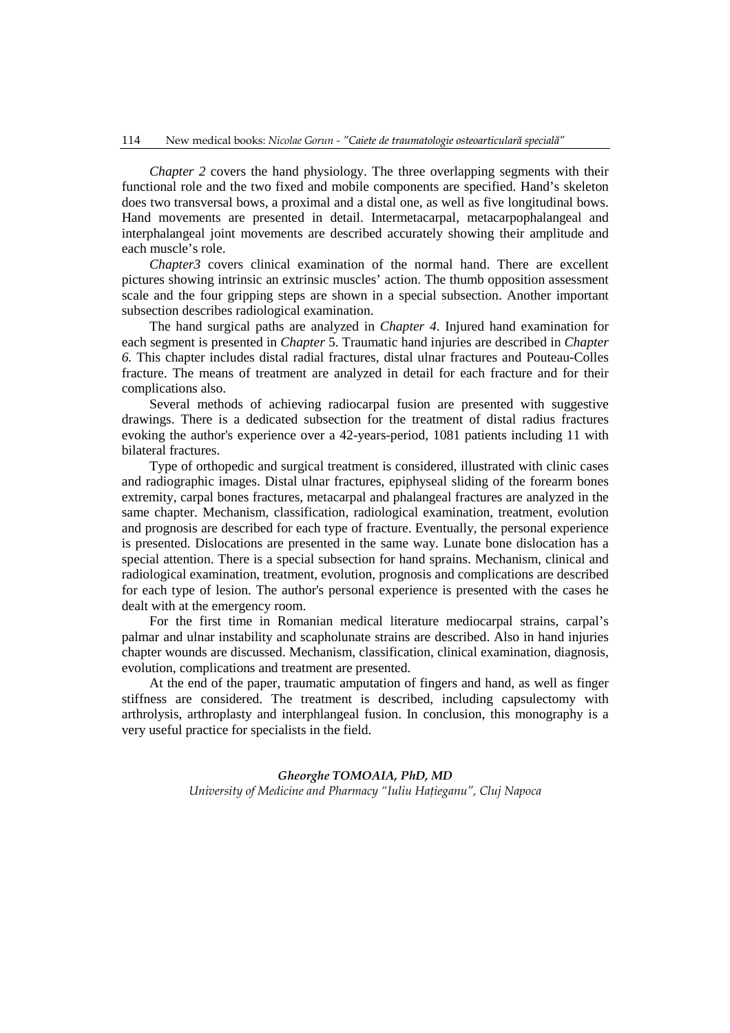*Chapter 2* covers the hand physiology. The three overlapping segments with their functional role and the two fixed and mobile components are specified. Hand's skeleton does two transversal bows, a proximal and a distal one, as well as five longitudinal bows. Hand movements are presented in detail. Intermetacarpal, metacarpophalangeal and interphalangeal joint movements are described accurately showing their amplitude and each muscle's role.

*Chapter3* covers clinical examination of the normal hand. There are excellent pictures showing intrinsic an extrinsic muscles' action. The thumb opposition assessment scale and the four gripping steps are shown in a special subsection. Another important subsection describes radiological examination.

The hand surgical paths are analyzed in *Chapter 4*. Injured hand examination for each segment is presented in *Chapter* 5. Traumatic hand injuries are described in *Chapter 6.* This chapter includes distal radial fractures, distal ulnar fractures and Pouteau-Colles fracture. The means of treatment are analyzed in detail for each fracture and for their complications also.

Several methods of achieving radiocarpal fusion are presented with suggestive drawings. There is a dedicated subsection for the treatment of distal radius fractures evoking the author's experience over a 42-years-period, 1081 patients including 11 with bilateral fractures.

Type of orthopedic and surgical treatment is considered, illustrated with clinic cases and radiographic images. Distal ulnar fractures, epiphyseal sliding of the forearm bones extremity, carpal bones fractures, metacarpal and phalangeal fractures are analyzed in the same chapter. Mechanism, classification, radiological examination, treatment, evolution and prognosis are described for each type of fracture. Eventually, the personal experience is presented. Dislocations are presented in the same way. Lunate bone dislocation has a special attention. There is a special subsection for hand sprains. Mechanism, clinical and radiological examination, treatment, evolution, prognosis and complications are described for each type of lesion. The author's personal experience is presented with the cases he dealt with at the emergency room.

For the first time in Romanian medical literature mediocarpal strains, carpal's palmar and ulnar instability and scapholunate strains are described. Also in hand injuries chapter wounds are discussed. Mechanism, classification, clinical examination, diagnosis, evolution, complications and treatment are presented.

At the end of the paper, traumatic amputation of fingers and hand, as well as finger stiffness are considered. The treatment is described, including capsulectomy with arthrolysis, arthroplasty and interphlangeal fusion. In conclusion, this monography is a very useful practice for specialists in the field.

***Gheorghe TOMOAIA, PhD, MD***
*University of Medicine and Pharmacy "Iuliu Hațieganu", Cluj Napoca*